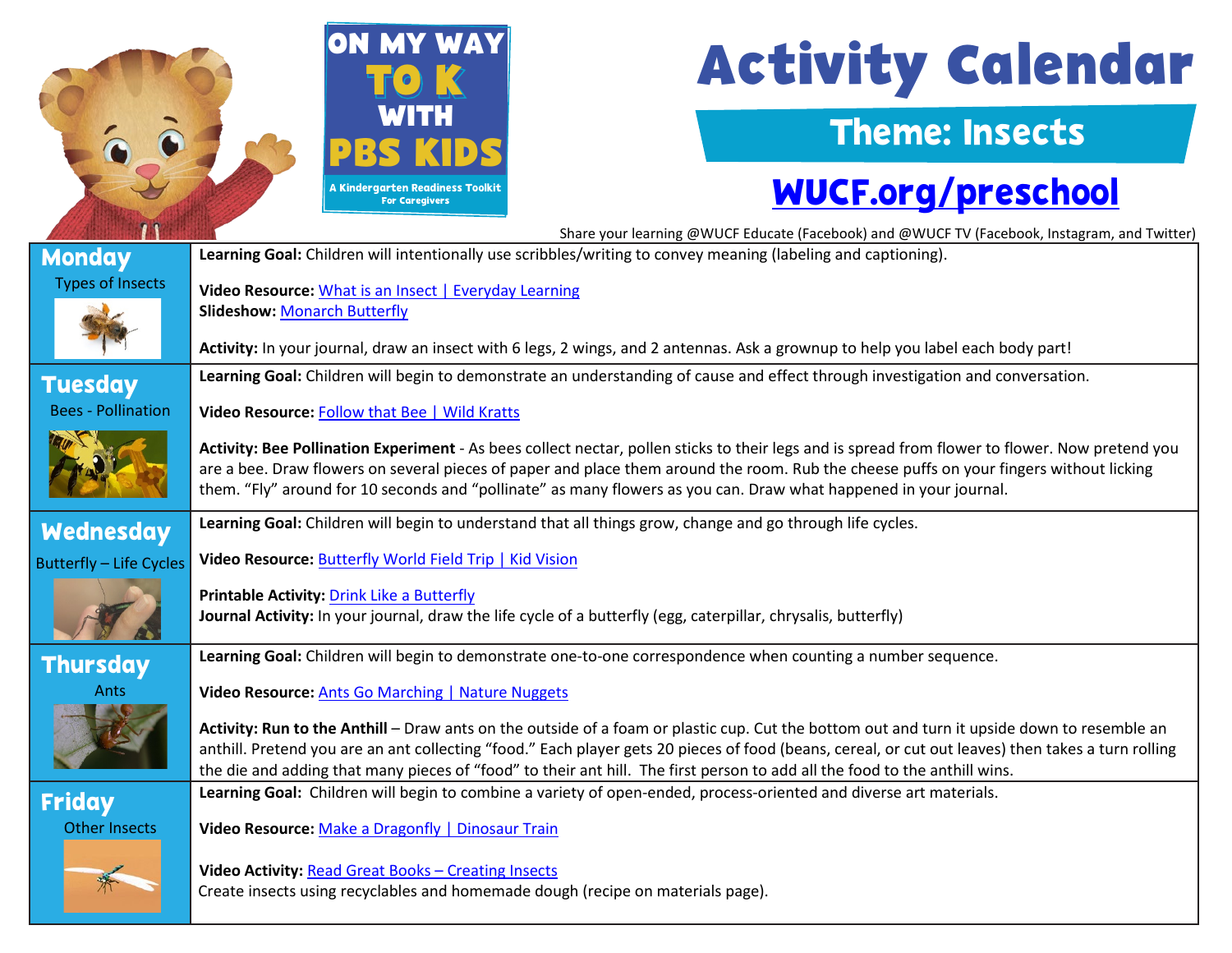ON MY WAY TO K WITH PBS KIDS

A Kindergarten Readiness Toolkit For Caregivers

# Activity Calendar

## Theme: Insects

**WUCF.org/preschool**

Share your learning @WUCF Educate (Facebook) and @WUCF TV (Facebook, Instagram, and Twitter)

## Monday
Types of Insects

**Learning Goal:** Children will intentionally use scribbles/writing to convey meaning (labeling and captioning).

**Video Resource:** What is an Insect | Everyday Learning
**Slideshow:** Monarch Butterfly

**Activity:** In your journal, draw an insect with 6 legs, 2 wings, and 2 antennas. Ask a grownup to help you label each body part!

## Tuesday
Bees - Pollination

**Learning Goal:** Children will begin to demonstrate an understanding of cause and effect through investigation and conversation.

**Video Resource:** Follow that Bee | Wild Kratts

**Activity: Bee Pollination Experiment** - As bees collect nectar, pollen sticks to their legs and is spread from flower to flower. Now pretend you are a bee. Draw flowers on several pieces of paper and place them around the room. Rub the cheese puffs on your fingers without licking them. "Fly" around for 10 seconds and "pollinate" as many flowers as you can. Draw what happened in your journal.

## Wednesday
Butterfly – Life Cycles

**Learning Goal:** Children will begin to understand that all things grow, change and go through life cycles.

**Video Resource:** Butterfly World Field Trip | Kid Vision

**Printable Activity:** Drink Like a Butterfly
**Journal Activity:** In your journal, draw the life cycle of a butterfly (egg, caterpillar, chrysalis, butterfly)

## Thursday
Ants

**Learning Goal:** Children will begin to demonstrate one-to-one correspondence when counting a number sequence.

**Video Resource:** Ants Go Marching | Nature Nuggets

**Activity: Run to the Anthill** – Draw ants on the outside of a foam or plastic cup. Cut the bottom out and turn it upside down to resemble an anthill. Pretend you are an ant collecting "food." Each player gets 20 pieces of food (beans, cereal, or cut out leaves) then takes a turn rolling the die and adding that many pieces of "food" to their ant hill. The first person to add all the food to the anthill wins.

## Friday
Other Insects

**Learning Goal:** Children will begin to combine a variety of open-ended, process-oriented and diverse art materials.

**Video Resource:** Make a Dragonfly | Dinosaur Train

**Video Activity:** Read Great Books – Creating Insects
Create insects using recyclables and homemade dough (recipe on materials page).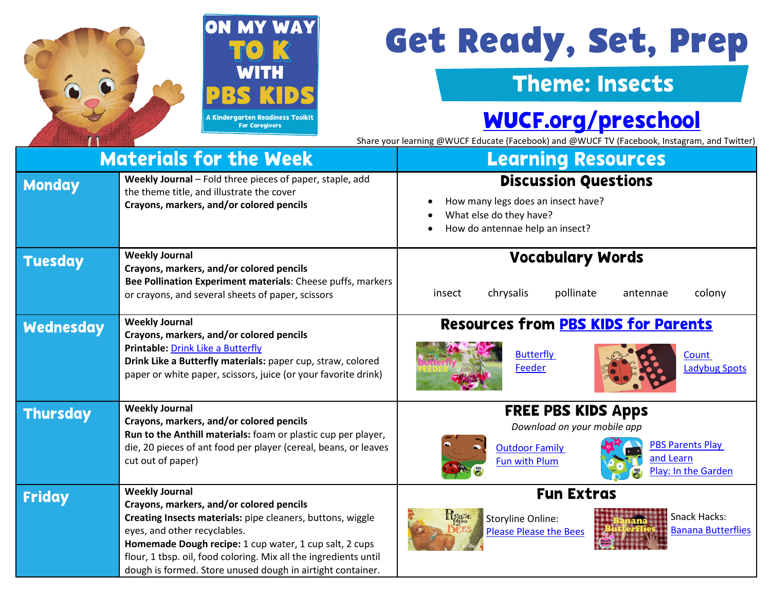ON MY WAY TO K WITH PBS KIDS

A Kindergarten Readiness Toolkit For Caregivers

# Get Ready, Set, Prep

## Theme: Insects

**WUCF.org/preschool**

Share your learning @WUCF Educate (Facebook) and @WUCF TV (Facebook, Instagram, and Twitter)

| Materials for the Week | | Learning Resources |
|---|---|---|
| **Monday** | **Weekly Journal** – Fold three pieces of paper, staple, add the theme title, and illustrate the cover<br>**Crayons, markers, and/or colored pencils** | **Discussion Questions**<br>• How many legs does an insect have?<br>• What else do they have?<br>• How do antennae help an insect? |
| **Tuesday** | **Weekly Journal**<br>**Crayons, markers, and/or colored pencils**<br>**Bee Pollination Experiment materials**: Cheese puffs, markers or crayons, and several sheets of paper, scissors | **Vocabulary Words**<br>insect chrysalis pollinate antennae colony |
| **Wednesday** | **Weekly Journal**<br>**Crayons, markers, and/or colored pencils**<br>**Printable:** Drink Like a Butterfly<br>**Drink Like a Butterfly materials:** paper cup, straw, colored paper or white paper, scissors, juice (or your favorite drink) | **Resources from PBS KIDS for Parents**<br>Butterfly Feeder<br>Count Ladybug Spots |
| **Thursday** | **Weekly Journal**<br>**Crayons, markers, and/or colored pencils**<br>**Run to the Anthill materials:** foam or plastic cup per player, die, 20 pieces of ant food per player (cereal, beans, or leaves cut out of paper) | **FREE PBS KIDS Apps**<br>*Download on your mobile app*<br>Outdoor Family Fun with Plum<br>PBS Parents Play and Learn Play: In the Garden |
| **Friday** | **Weekly Journal**<br>**Crayons, markers, and/or colored pencils**<br>**Creating Insects materials:** pipe cleaners, buttons, wiggle eyes, and other recyclables.<br>**Homemade Dough recipe:** 1 cup water, 1 cup salt, 2 cups flour, 1 tbsp. oil, food coloring. Mix all the ingredients until dough is formed. Store unused dough in airtight container. | **Fun Extras**<br>Storyline Online: Please Please the Bees<br>Snack Hacks: Banana Butterflies |